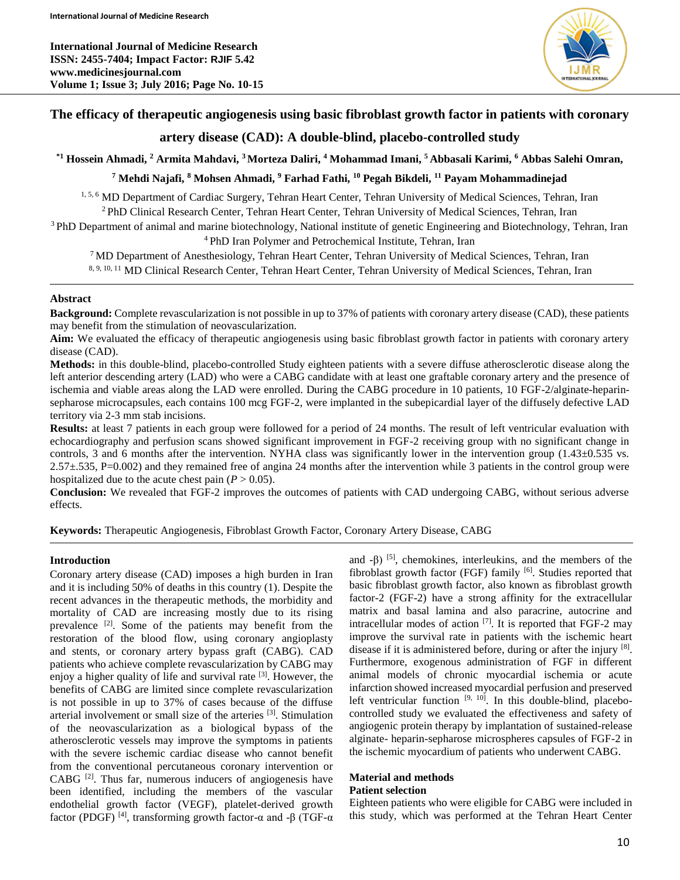# The efficacy of therapeutic angiogenesis using basic fibroblast growth factor in patients with coronary artery disease (CAD): A double-blind, placebo-controlled study

**[*1] Hossein Ahmadi, [2] Armita Mahdavi, [3] Morteza Daliri, [4] Mohammad Imani, [5] Abbasali Karimi, [6] Abbas Salehi Omran, [7] Mehdi Najafi, [8] Mohsen Ahmadi, [9] Farhad Fathi, [10] Pegah Bikdeli, [11] Payam Mohammadinejad**

[1, 5, 6] MD Department of Cardiac Surgery, Tehran Heart Center, Tehran University of Medical Sciences, Tehran, Iran
[2] PhD Clinical Research Center, Tehran Heart Center, Tehran University of Medical Sciences, Tehran, Iran
[3] PhD Department of animal and marine biotechnology, National institute of genetic Engineering and Biotechnology, Tehran, Iran
[4] PhD Iran Polymer and Petrochemical Institute, Tehran, Iran
[7] MD Department of Anesthesiology, Tehran Heart Center, Tehran University of Medical Sciences, Tehran, Iran
[8, 9, 10, 11] MD Clinical Research Center, Tehran Heart Center, Tehran University of Medical Sciences, Tehran, Iran

## Abstract

**Background:** Complete revascularization is not possible in up to 37% of patients with coronary artery disease (CAD), these patients may benefit from the stimulation of neovascularization.

**Aim:** We evaluated the efficacy of therapeutic angiogenesis using basic fibroblast growth factor in patients with coronary artery disease (CAD).

**Methods:** in this double-blind, placebo-controlled Study eighteen patients with a severe diffuse atherosclerotic disease along the left anterior descending artery (LAD) who were a CABG candidate with at least one graftable coronary artery and the presence of ischemia and viable areas along the LAD were enrolled. During the CABG procedure in 10 patients, 10 FGF-2/alginate-heparin-sepharose microcapsules, each contains 100 mcg FGF-2, were implanted in the subepicardial layer of the diffusely defective LAD territory via 2-3 mm stab incisions.

**Results:** at least 7 patients in each group were followed for a period of 24 months. The result of left ventricular evaluation with echocardiography and perfusion scans showed significant improvement in FGF-2 receiving group with no significant change in controls, 3 and 6 months after the intervention. NYHA class was significantly lower in the intervention group (1.43±0.535 vs. 2.57±.535, P=0.002) and they remained free of angina 24 months after the intervention while 3 patients in the control group were hospitalized due to the acute chest pain ($P > 0.05$).

**Conclusion:** We revealed that FGF-2 improves the outcomes of patients with CAD undergoing CABG, without serious adverse effects.

**Keywords:** Therapeutic Angiogenesis, Fibroblast Growth Factor, Coronary Artery Disease, CABG

## Introduction

Coronary artery disease (CAD) imposes a high burden in Iran and it is including 50% of deaths in this country (1). Despite the recent advances in the therapeutic methods, the morbidity and mortality of CAD are increasing mostly due to its rising prevalence [2]. Some of the patients may benefit from the restoration of the blood flow, using coronary angioplasty and stents, or coronary artery bypass graft (CABG). CAD patients who achieve complete revascularization by CABG may enjoy a higher quality of life and survival rate [3]. However, the benefits of CABG are limited since complete revascularization is not possible in up to 37% of cases because of the diffuse arterial involvement or small size of the arteries [3]. Stimulation of the neovascularization as a biological bypass of the atherosclerotic vessels may improve the symptoms in patients with the severe ischemic cardiac disease who cannot benefit from the conventional percutaneous coronary intervention or CABG [2]. Thus far, numerous inducers of angiogenesis have been identified, including the members of the vascular endothelial growth factor (VEGF), platelet-derived growth factor (PDGF) [4], transforming growth factor-α and -β (TGF-α and -β) [5], chemokines, interleukins, and the members of the fibroblast growth factor (FGF) family [6]. Studies reported that basic fibroblast growth factor, also known as fibroblast growth factor-2 (FGF-2) have a strong affinity for the extracellular matrix and basal lamina and also paracrine, autocrine and intracellular modes of action [7]. It is reported that FGF-2 may improve the survival rate in patients with the ischemic heart disease if it is administered before, during or after the injury [8]. Furthermore, exogenous administration of FGF in different animal models of chronic myocardial ischemia or acute infarction showed increased myocardial perfusion and preserved left ventricular function [9, 10]. In this double-blind, placebo-controlled study we evaluated the effectiveness and safety of angiogenic protein therapy by implantation of sustained-release alginate- heparin-sepharose microspheres capsules of FGF-2 in the ischemic myocardium of patients who underwent CABG.

## Material and methods

### Patient selection

Eighteen patients who were eligible for CABG were included in this study, which was performed at the Tehran Heart Center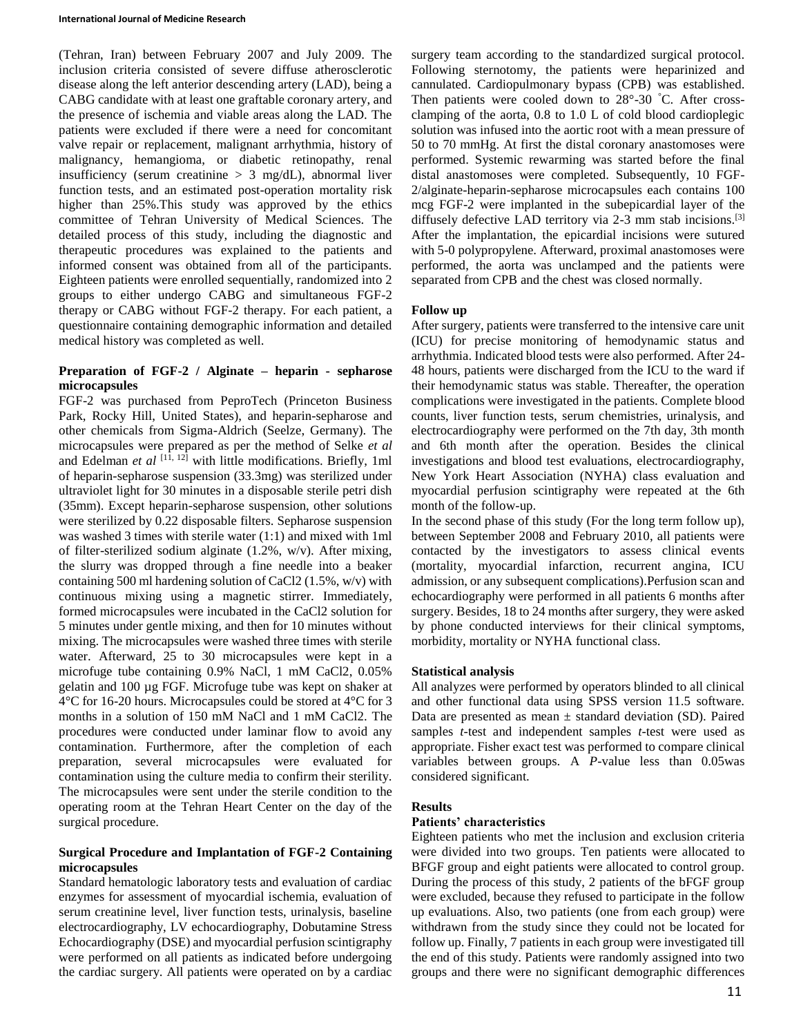(Tehran, Iran) between February 2007 and July 2009. The inclusion criteria consisted of severe diffuse atherosclerotic disease along the left anterior descending artery (LAD), being a CABG candidate with at least one graftable coronary artery, and the presence of ischemia and viable areas along the LAD. The patients were excluded if there were a need for concomitant valve repair or replacement, malignant arrhythmia, history of malignancy, hemangioma, or diabetic retinopathy, renal insufficiency (serum creatinine > 3 mg/dL), abnormal liver function tests, and an estimated post-operation mortality risk higher than 25%.This study was approved by the ethics committee of Tehran University of Medical Sciences. The detailed process of this study, including the diagnostic and therapeutic procedures was explained to the patients and informed consent was obtained from all of the participants. Eighteen patients were enrolled sequentially, randomized into 2 groups to either undergo CABG and simultaneous FGF-2 therapy or CABG without FGF-2 therapy. For each patient, a questionnaire containing demographic information and detailed medical history was completed as well.

### Preparation of FGF-2 / Alginate – heparin - sepharose microcapsules

FGF-2 was purchased from PeproTech (Princeton Business Park, Rocky Hill, United States), and heparin-sepharose and other chemicals from Sigma-Aldrich (Seelze, Germany). The microcapsules were prepared as per the method of Selke *et al* and Edelman *et al* [11, 12] with little modifications. Briefly, 1ml of heparin-sepharose suspension (33.3mg) was sterilized under ultraviolet light for 30 minutes in a disposable sterile petri dish (35mm). Except heparin-sepharose suspension, other solutions were sterilized by 0.22 disposable filters. Sepharose suspension was washed 3 times with sterile water (1:1) and mixed with 1ml of filter-sterilized sodium alginate (1.2%, w/v). After mixing, the slurry was dropped through a fine needle into a beaker containing 500 ml hardening solution of $CaCl_2$ (1.5%, w/v) with continuous mixing using a magnetic stirrer. Immediately, formed microcapsules were incubated in the $CaCl_2$ solution for 5 minutes under gentle mixing, and then for 10 minutes without mixing. The microcapsules were washed three times with sterile water. Afterward, 25 to 30 microcapsules were kept in a microfuge tube containing 0.9% NaCl, 1 mM $CaCl_2$, 0.05% gelatin and 100 µg FGF. Microfuge tube was kept on shaker at 4°C for 16-20 hours. Microcapsules could be stored at 4°C for 3 months in a solution of 150 mM NaCl and 1 mM $CaCl_2$. The procedures were conducted under laminar flow to avoid any contamination. Furthermore, after the completion of each preparation, several microcapsules were evaluated for contamination using the culture media to confirm their sterility. The microcapsules were sent under the sterile condition to the operating room at the Tehran Heart Center on the day of the surgical procedure.

### Surgical Procedure and Implantation of FGF-2 Containing microcapsules

Standard hematologic laboratory tests and evaluation of cardiac enzymes for assessment of myocardial ischemia, evaluation of serum creatinine level, liver function tests, urinalysis, baseline electrocardiography, LV echocardiography, Dobutamine Stress Echocardiography (DSE) and myocardial perfusion scintigraphy were performed on all patients as indicated before undergoing the cardiac surgery. All patients were operated on by a cardiac surgery team according to the standardized surgical protocol. Following sternotomy, the patients were heparinized and cannulated. Cardiopulmonary bypass (CPB) was established. Then patients were cooled down to 28°-30 ˚C. After cross-clamping of the aorta, 0.8 to 1.0 L of cold blood cardioplegic solution was infused into the aortic root with a mean pressure of 50 to 70 mmHg. At first the distal coronary anastomoses were performed. Systemic rewarming was started before the final distal anastomoses were completed. Subsequently, 10 FGF-2/alginate-heparin-sepharose microcapsules each contains 100 mcg FGF-2 were implanted in the subepicardial layer of the diffusely defective LAD territory via 2-3 mm stab incisions.[3] After the implantation, the epicardial incisions were sutured with 5-0 polypropylene. Afterward, proximal anastomoses were performed, the aorta was unclamped and the patients were separated from CPB and the chest was closed normally.

### Follow up

After surgery, patients were transferred to the intensive care unit (ICU) for precise monitoring of hemodynamic status and arrhythmia. Indicated blood tests were also performed. After 24-48 hours, patients were discharged from the ICU to the ward if their hemodynamic status was stable. Thereafter, the operation complications were investigated in the patients. Complete blood counts, liver function tests, serum chemistries, urinalysis, and electrocardiography were performed on the 7th day, 3th month and 6th month after the operation. Besides the clinical investigations and blood test evaluations, electrocardiography, New York Heart Association (NYHA) class evaluation and myocardial perfusion scintigraphy were repeated at the 6th month of the follow-up.

In the second phase of this study (For the long term follow up), between September 2008 and February 2010, all patients were contacted by the investigators to assess clinical events (mortality, myocardial infarction, recurrent angina, ICU admission, or any subsequent complications).Perfusion scan and echocardiography were performed in all patients 6 months after surgery. Besides, 18 to 24 months after surgery, they were asked by phone conducted interviews for their clinical symptoms, morbidity, mortality or NYHA functional class.

### Statistical analysis

All analyzes were performed by operators blinded to all clinical and other functional data using SPSS version 11.5 software. Data are presented as mean ± standard deviation (SD). Paired samples *t*-test and independent samples *t*-test were used as appropriate. Fisher exact test was performed to compare clinical variables between groups. A *P*-value less than 0.05was considered significant.

## Results

### Patients' characteristics

Eighteen patients who met the inclusion and exclusion criteria were divided into two groups. Ten patients were allocated to BFGF group and eight patients were allocated to control group. During the process of this study, 2 patients of the bFGF group were excluded, because they refused to participate in the follow up evaluations. Also, two patients (one from each group) were withdrawn from the study since they could not be located for follow up. Finally, 7 patients in each group were investigated till the end of this study. Patients were randomly assigned into two groups and there were no significant demographic differences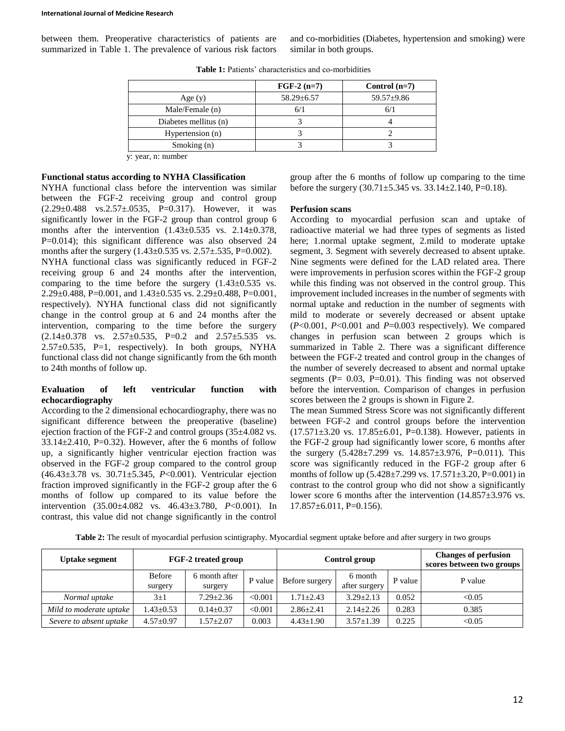between them. Preoperative characteristics of patients are summarized in Table 1. The prevalence of various risk factors and co-morbidities (Diabetes, hypertension and smoking) were similar in both groups.

**Table 1:** Patients' characteristics and co-morbidities

| | FGF-2 (n=7) | Control (n=7) |
|---|---|---|
| Age (y) | 58.29±6.57 | 59.57±9.86 |
| Male/Female (n) | 6/1 | 6/1 |
| Diabetes mellitus (n) | 3 | 4 |
| Hypertension (n) | 3 | 2 |
| Smoking (n) | 3 | 3 |

y: year, n: number

**Functional status according to NYHA Classification**

NYHA functional class before the intervention was similar between the FGF-2 receiving group and control group (2.29±0.488 vs.2.57±.0535, P=0.317). However, it was significantly lower in the FGF-2 group than control group 6 months after the intervention (1.43±0.535 vs. 2.14±0.378, P=0.014); this significant difference was also observed 24 months after the surgery (1.43±0.535 vs. 2.57±.535, P=0.002).

NYHA functional class was significantly reduced in FGF-2 receiving group 6 and 24 months after the intervention, comparing to the time before the surgery (1.43±0.535 vs. 2.29±0.488, P=0.001, and 1.43±0.535 vs. 2.29±0.488, P=0.001, respectively). NYHA functional class did not significantly change in the control group at 6 and 24 months after the intervention, comparing to the time before the surgery (2.14±0.378 vs. 2.57±0.535, P=0.2 and 2.57±5.535 vs. 2.57±0.535, P=1, respectively). In both groups, NYHA functional class did not change significantly from the 6th month to 24th months of follow up.

**Evaluation of left ventricular function with echocardiography**

According to the 2 dimensional echocardiography, there was no significant difference between the preoperative (baseline) ejection fraction of the FGF-2 and control groups (35±4.082 vs. 33.14±2.410, P=0.32). However, after the 6 months of follow up, a significantly higher ventricular ejection fraction was observed in the FGF-2 group compared to the control group (46.43±3.78 vs. 30.71±5.345, *P*<0.001). Ventricular ejection fraction improved significantly in the FGF-2 group after the 6 months of follow up compared to its value before the intervention (35.00±4.082 vs. 46.43±3.780, *P*<0.001). In contrast, this value did not change significantly in the control group after the 6 months of follow up comparing to the time before the surgery (30.71±5.345 vs. 33.14±2.140, P=0.18).

**Perfusion scans**

According to myocardial perfusion scan and uptake of radioactive material we had three types of segments as listed here; 1.normal uptake segment, 2.mild to moderate uptake segment, 3. Segment with severely decreased to absent uptake. Nine segments were defined for the LAD related area. There were improvements in perfusion scores within the FGF-2 group while this finding was not observed in the control group. This improvement included increases in the number of segments with normal uptake and reduction in the number of segments with mild to moderate or severely decreased or absent uptake (*P*<0.001, *P*<0.001 and *P*=0.003 respectively). We compared changes in perfusion scan between 2 groups which is summarized in Table 2. There was a significant difference between the FGF-2 treated and control group in the changes of the number of severely decreased to absent and normal uptake segments (P= 0.03, P=0.01). This finding was not observed before the intervention. Comparison of changes in perfusion scores between the 2 groups is shown in Figure 2.

The mean Summed Stress Score was not significantly different between FGF-2 and control groups before the intervention (17.571±3.20 vs. 17.85±6.01, P=0.138). However, patients in the FGF-2 group had significantly lower score, 6 months after the surgery (5.428±7.299 vs. 14.857±3.976, P=0.011). This score was significantly reduced in the FGF-2 group after 6 months of follow up (5.428±7.299 vs. 17.571±3.20, P=0.001) in contrast to the control group who did not show a significantly lower score 6 months after the intervention (14.857±3.976 vs. 17.857±6.011, P=0.156).

**Table 2:** The result of myocardial perfusion scintigraphy. Myocardial segment uptake before and after surgery in two groups

| Uptake segment | FGF-2 treated group | | | Control group | | | Changes of perfusion scores between two groups |
|---|---|---|---|---|---|---|---|
| | Before surgery | 6 month after surgery | P value | Before surgery | 6 month after surgery | P value | P value |
| *Normal uptake* | 3±1 | 7.29±2.36 | <0.001 | 1.71±2.43 | 3.29±2.13 | 0.052 | <0.05 |
| *Mild to moderate uptake* | 1.43±0.53 | 0.14±0.37 | <0.001 | 2.86±2.41 | 2.14±2.26 | 0.283 | 0.385 |
| *Severe to absent uptake* | 4.57±0.97 | 1.57±2.07 | 0.003 | 4.43±1.90 | 3.57±1.39 | 0.225 | <0.05 |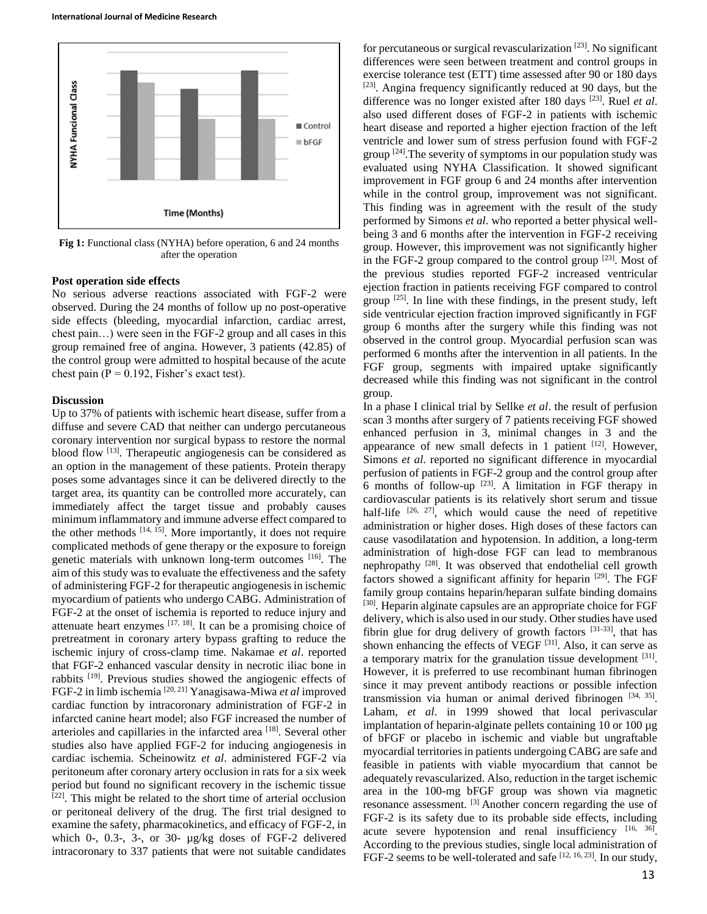Fig 1: Functional class (NYHA) before operation, 6 and 24 months after the operation

### Post operation side effects

No serious adverse reactions associated with FGF-2 were observed. During the 24 months of follow up no post-operative side effects (bleeding, myocardial infarction, cardiac arrest, chest pain…) were seen in the FGF-2 group and all cases in this group remained free of angina. However, 3 patients (42.85) of the control group were admitted to hospital because of the acute chest pain ($P = 0.192$, Fisher's exact test).

### Discussion

Up to 37% of patients with ischemic heart disease, suffer from a diffuse and severe CAD that neither can undergo percutaneous coronary intervention nor surgical bypass to restore the normal blood flow [13]. Therapeutic angiogenesis can be considered as an option in the management of these patients. Protein therapy poses some advantages since it can be delivered directly to the target area, its quantity can be controlled more accurately, can immediately affect the target tissue and probably causes minimum inflammatory and immune adverse effect compared to the other methods [14, 15]. More importantly, it does not require complicated methods of gene therapy or the exposure to foreign genetic materials with unknown long-term outcomes [16]. The aim of this study was to evaluate the effectiveness and the safety of administering FGF-2 for therapeutic angiogenesis in ischemic myocardium of patients who undergo CABG. Administration of FGF-2 at the onset of ischemia is reported to reduce injury and attenuate heart enzymes [17, 18]. It can be a promising choice of pretreatment in coronary artery bypass grafting to reduce the ischemic injury of cross-clamp time. Nakamae *et al*. reported that FGF-2 enhanced vascular density in necrotic iliac bone in rabbits [19]. Previous studies showed the angiogenic effects of FGF-2 in limb ischemia [20, 21] Yanagisawa-Miwa *et al* improved cardiac function by intracoronary administration of FGF-2 in infarcted canine heart model; also FGF increased the number of arterioles and capillaries in the infarcted area [18]. Several other studies also have applied FGF-2 for inducing angiogenesis in cardiac ischemia. Scheinowitz *et al*. administered FGF-2 via peritoneum after coronary artery occlusion in rats for a six week period but found no significant recovery in the ischemic tissue [22]. This might be related to the short time of arterial occlusion or peritoneal delivery of the drug. The first trial designed to examine the safety, pharmacokinetics, and efficacy of FGF-2, in which 0-, 0.3-, 3-, or 30- µg/kg doses of FGF-2 delivered intracoronary to 337 patients that were not suitable candidates for percutaneous or surgical revascularization [23]. No significant differences were seen between treatment and control groups in exercise tolerance test (ETT) time assessed after 90 or 180 days [23]. Angina frequency significantly reduced at 90 days, but the difference was no longer existed after 180 days [23]. Ruel *et al*. also used different doses of FGF-2 in patients with ischemic heart disease and reported a higher ejection fraction of the left ventricle and lower sum of stress perfusion found with FGF-2 group [24].The severity of symptoms in our population study was evaluated using NYHA Classification. It showed significant improvement in FGF group 6 and 24 months after intervention while in the control group, improvement was not significant. This finding was in agreement with the result of the study performed by Simons *et al*. who reported a better physical well-being 3 and 6 months after the intervention in FGF-2 receiving group. However, this improvement was not significantly higher in the FGF-2 group compared to the control group [23]. Most of the previous studies reported FGF-2 increased ventricular ejection fraction in patients receiving FGF compared to control group [25]. In line with these findings, in the present study, left side ventricular ejection fraction improved significantly in FGF group 6 months after the surgery while this finding was not observed in the control group. Myocardial perfusion scan was performed 6 months after the intervention in all patients. In the FGF group, segments with impaired uptake significantly decreased while this finding was not significant in the control group.

In a phase I clinical trial by Sellke *et al*. the result of perfusion scan 3 months after surgery of 7 patients receiving FGF showed enhanced perfusion in 3, minimal changes in 3 and the appearance of new small defects in 1 patient [12]. However, Simons *et al*. reported no significant difference in myocardial perfusion of patients in FGF-2 group and the control group after 6 months of follow-up [23]. A limitation in FGF therapy in cardiovascular patients is its relatively short serum and tissue half-life [26, 27], which would cause the need of repetitive administration or higher doses. High doses of these factors can cause vasodilatation and hypotension. In addition, a long-term administration of high-dose FGF can lead to membranous nephropathy [28]. It was observed that endothelial cell growth factors showed a significant affinity for heparin [29]. The FGF family group contains heparin/heparan sulfate binding domains [30]. Heparin alginate capsules are an appropriate choice for FGF delivery, which is also used in our study. Other studies have used fibrin glue for drug delivery of growth factors [31-33], that has shown enhancing the effects of VEGF [31]. Also, it can serve as a temporary matrix for the granulation tissue development [31]. However, it is preferred to use recombinant human fibrinogen since it may prevent antibody reactions or possible infection transmission via human or animal derived fibrinogen [34, 35]. Laham, *et al*. in 1999 showed that local perivascular implantation of heparin-alginate pellets containing 10 or 100 µg of bFGF or placebo in ischemic and viable but ungraftable myocardial territories in patients undergoing CABG are safe and feasible in patients with viable myocardium that cannot be adequately revascularized. Also, reduction in the target ischemic area in the 100-mg bFGF group was shown via magnetic resonance assessment. [3] Another concern regarding the use of FGF-2 is its safety due to its probable side effects, including acute severe hypotension and renal insufficiency [16, 36]. According to the previous studies, single local administration of FGF-2 seems to be well-tolerated and safe [12, 16, 23]. In our study,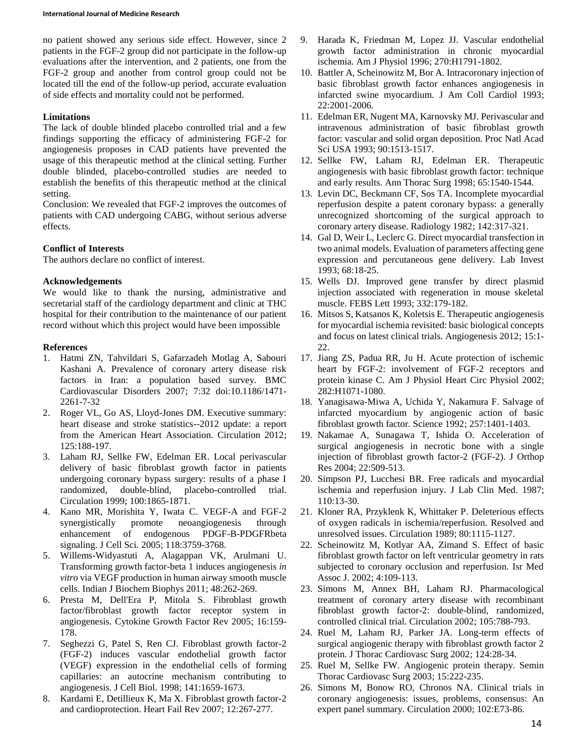no patient showed any serious side effect. However, since 2 patients in the FGF-2 group did not participate in the follow-up evaluations after the intervention, and 2 patients, one from the FGF-2 group and another from control group could not be located till the end of the follow-up period, accurate evaluation of side effects and mortality could not be performed.

**Limitations**

The lack of double blinded placebo controlled trial and a few findings supporting the efficacy of administering FGF-2 for angiogenesis proposes in CAD patients have prevented the usage of this therapeutic method at the clinical setting. Further double blinded, placebo-controlled studies are needed to establish the benefits of this therapeutic method at the clinical setting.

Conclusion: We revealed that FGF-2 improves the outcomes of patients with CAD undergoing CABG, without serious adverse effects.

**Conflict of Interests**

The authors declare no conflict of interest.

**Acknowledgements**

We would like to thank the nursing, administrative and secretarial staff of the cardiology department and clinic at THC hospital for their contribution to the maintenance of our patient record without which this project would have been impossible

**References**

1. Hatmi ZN, Tahvildari S, Gafarzadeh Motlag A, Sabouri Kashani A. Prevalence of coronary artery disease risk factors in Iran: a population based survey. BMC Cardiovascular Disorders 2007; 7:32 doi:10.1186/1471-2261-7-32
2. Roger VL, Go AS, Lloyd-Jones DM. Executive summary: heart disease and stroke statistics--2012 update: a report from the American Heart Association. Circulation 2012; 125:188-197.
3. Laham RJ, Sellke FW, Edelman ER. Local perivascular delivery of basic fibroblast growth factor in patients undergoing coronary bypass surgery: results of a phase I randomized, double-blind, placebo-controlled trial. Circulation 1999; 100:1865-1871.
4. Kano MR, Morishita Y, Iwata C. VEGF-A and FGF-2 synergistically promote neoangiogenesis through enhancement of endogenous PDGF-B-PDGFRbeta signaling. J Cell Sci. 2005; 118:3759-3768.
5. Willems-Widyastuti A, Alagappan VK, Arulmani U. Transforming growth factor-beta 1 induces angiogenesis *in vitro* via VEGF production in human airway smooth muscle cells. Indian J Biochem Biophys 2011; 48:262-269.
6. Presta M, Dell'Era P, Mitola S. Fibroblast growth factor/fibroblast growth factor receptor system in angiogenesis. Cytokine Growth Factor Rev 2005; 16:159-178.
7. Seghezzi G, Patel S, Ren CJ. Fibroblast growth factor-2 (FGF-2) induces vascular endothelial growth factor (VEGF) expression in the endothelial cells of forming capillaries: an autocrine mechanism contributing to angiogenesis. J Cell Biol. 1998; 141:1659-1673.
8. Kardami E, Detillieux K, Ma X. Fibroblast growth factor-2 and cardioprotection. Heart Fail Rev 2007; 12:267-277.
9. Harada K, Friedman M, Lopez JJ. Vascular endothelial growth factor administration in chronic myocardial ischemia. Am J Physiol 1996; 270:H1791-1802.
10. Battler A, Scheinowitz M, Bor A. Intracoronary injection of basic fibroblast growth factor enhances angiogenesis in infarcted swine myocardium. J Am Coll Cardiol 1993; 22:2001-2006.
11. Edelman ER, Nugent MA, Karnovsky MJ. Perivascular and intravenous administration of basic fibroblast growth factor: vascular and solid organ deposition. Proc Natl Acad Sci USA 1993; 90:1513-1517.
12. Sellke FW, Laham RJ, Edelman ER. Therapeutic angiogenesis with basic fibroblast growth factor: technique and early results. Ann Thorac Surg 1998; 65:1540-1544.
13. Levin DC, Beckmann CF, Sos TA. Incomplete myocardial reperfusion despite a patent coronary bypass: a generally unrecognized shortcoming of the surgical approach to coronary artery disease. Radiology 1982; 142:317-321.
14. Gal D, Weir L, Leclerc G. Direct myocardial transfection in two animal models. Evaluation of parameters affecting gene expression and percutaneous gene delivery. Lab Invest 1993; 68:18-25.
15. Wells DJ. Improved gene transfer by direct plasmid injection associated with regeneration in mouse skeletal muscle. FEBS Lett 1993; 332:179-182.
16. Mitsos S, Katsanos K, Koletsis E. Therapeutic angiogenesis for myocardial ischemia revisited: basic biological concepts and focus on latest clinical trials. Angiogenesis 2012; 15:1-22.
17. Jiang ZS, Padua RR, Ju H. Acute protection of ischemic heart by FGF-2: involvement of FGF-2 receptors and protein kinase C. Am J Physiol Heart Circ Physiol 2002; 282:H1071-1080.
18. Yanagisawa-Miwa A, Uchida Y, Nakamura F. Salvage of infarcted myocardium by angiogenic action of basic fibroblast growth factor. Science 1992; 257:1401-1403.
19. Nakamae A, Sunagawa T, Ishida O. Acceleration of surgical angiogenesis in necrotic bone with a single injection of fibroblast growth factor-2 (FGF-2). J Orthop Res 2004; 22:509-513.
20. Simpson PJ, Lucchesi BR. Free radicals and myocardial ischemia and reperfusion injury. J Lab Clin Med. 1987; 110:13-30.
21. Kloner RA, Przyklenk K, Whittaker P. Deleterious effects of oxygen radicals in ischemia/reperfusion. Resolved and unresolved issues. Circulation 1989; 80:1115-1127.
22. Scheinowitz M, Kotlyar AA, Zimand S. Effect of basic fibroblast growth factor on left ventricular geometry in rats subjected to coronary occlusion and reperfusion. Isr Med Assoc J. 2002; 4:109-113.
23. Simons M, Annex BH, Laham RJ. Pharmacological treatment of coronary artery disease with recombinant fibroblast growth factor-2: double-blind, randomized, controlled clinical trial. Circulation 2002; 105:788-793.
24. Ruel M, Laham RJ, Parker JA. Long-term effects of surgical angiogenic therapy with fibroblast growth factor 2 protein. J Thorac Cardiovasc Surg 2002; 124:28-34.
25. Ruel M, Sellke FW. Angiogenic protein therapy. Semin Thorac Cardiovasc Surg 2003; 15:222-235.
26. Simons M, Bonow RO, Chronos NA. Clinical trials in coronary angiogenesis: issues, problems, consensus: An expert panel summary. Circulation 2000; 102:E73-86.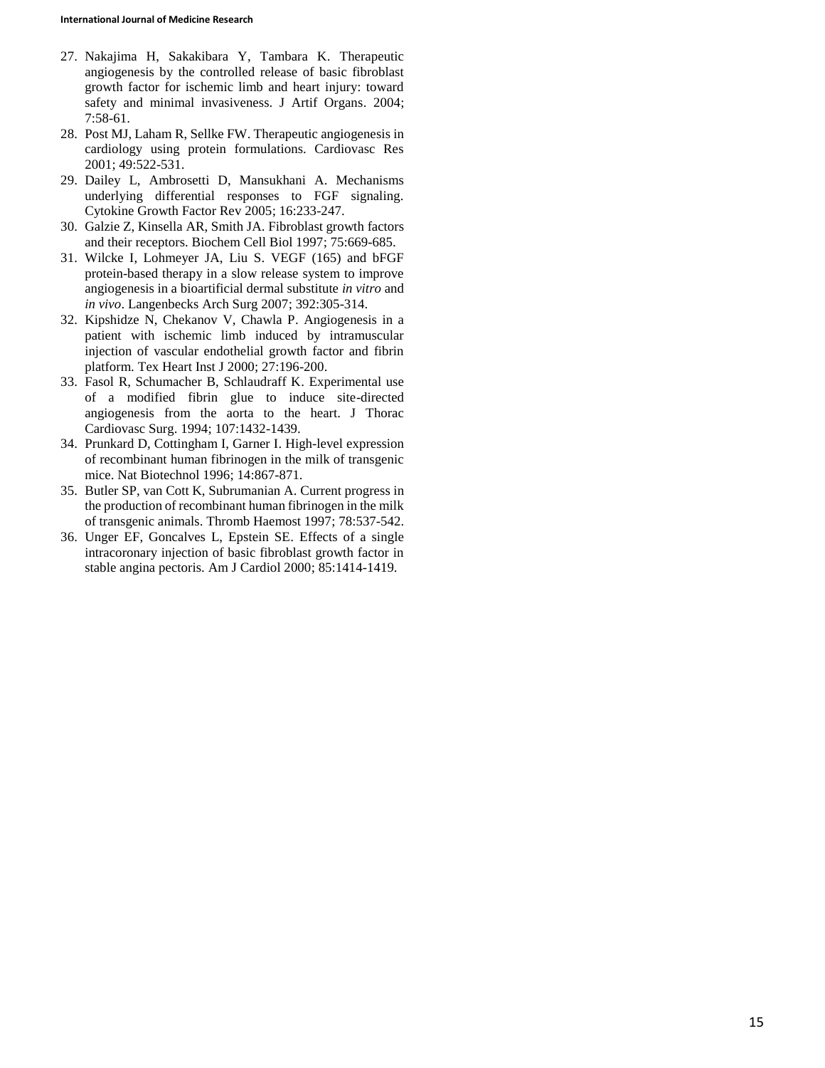27. Nakajima H, Sakakibara Y, Tambara K. Therapeutic angiogenesis by the controlled release of basic fibroblast growth factor for ischemic limb and heart injury: toward safety and minimal invasiveness. J Artif Organs. 2004; 7:58-61.
28. Post MJ, Laham R, Sellke FW. Therapeutic angiogenesis in cardiology using protein formulations. Cardiovasc Res 2001; 49:522-531.
29. Dailey L, Ambrosetti D, Mansukhani A. Mechanisms underlying differential responses to FGF signaling. Cytokine Growth Factor Rev 2005; 16:233-247.
30. Galzie Z, Kinsella AR, Smith JA. Fibroblast growth factors and their receptors. Biochem Cell Biol 1997; 75:669-685.
31. Wilcke I, Lohmeyer JA, Liu S. VEGF (165) and bFGF protein-based therapy in a slow release system to improve angiogenesis in a bioartificial dermal substitute *in vitro* and *in vivo*. Langenbecks Arch Surg 2007; 392:305-314.
32. Kipshidze N, Chekanov V, Chawla P. Angiogenesis in a patient with ischemic limb induced by intramuscular injection of vascular endothelial growth factor and fibrin platform. Tex Heart Inst J 2000; 27:196-200.
33. Fasol R, Schumacher B, Schlaudraff K. Experimental use of a modified fibrin glue to induce site-directed angiogenesis from the aorta to the heart. J Thorac Cardiovasc Surg. 1994; 107:1432-1439.
34. Prunkard D, Cottingham I, Garner I. High-level expression of recombinant human fibrinogen in the milk of transgenic mice. Nat Biotechnol 1996; 14:867-871.
35. Butler SP, van Cott K, Subrumanian A. Current progress in the production of recombinant human fibrinogen in the milk of transgenic animals. Thromb Haemost 1997; 78:537-542.
36. Unger EF, Goncalves L, Epstein SE. Effects of a single intracoronary injection of basic fibroblast growth factor in stable angina pectoris. Am J Cardiol 2000; 85:1414-1419.